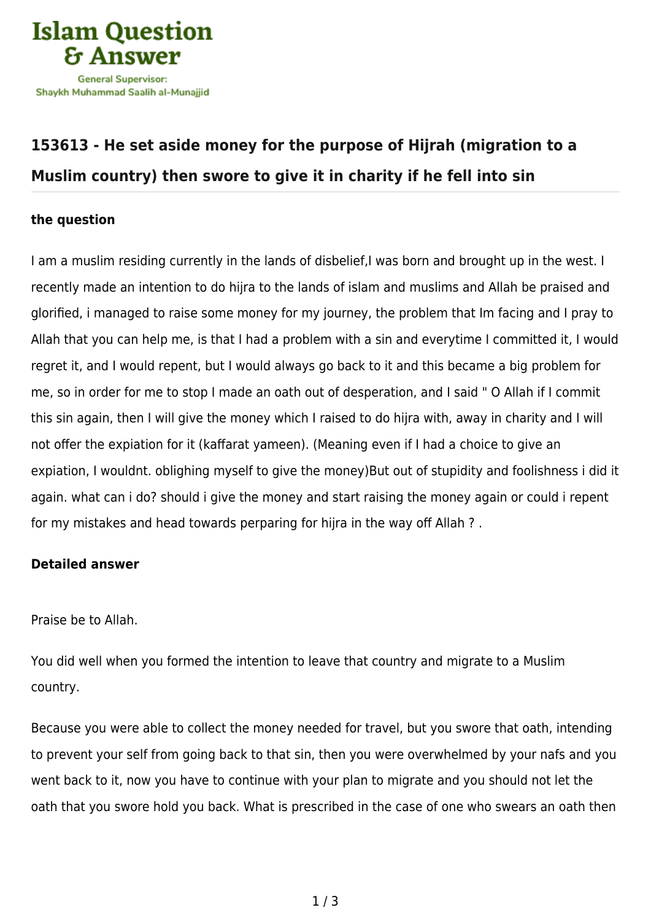Islam Question & Answer

General Supervisor: Shaykh Muhammad Saalih al-Munajjid

## 153613 - He set aside money for the purpose of Hijrah (migration to a Muslim country) then swore to give it in charity if he fell into sin

### the question

I am a muslim residing currently in the lands of disbelief,I was born and brought up in the west. I recently made an intention to do hijra to the lands of islam and muslims and Allah be praised and glorified, i managed to raise some money for my journey, the problem that Im facing and I pray to Allah that you can help me, is that I had a problem with a sin and everytime I committed it, I would regret it, and I would repent, but I would always go back to it and this became a big problem for me, so in order for me to stop I made an oath out of desperation, and I said " O Allah if I commit this sin again, then I will give the money which I raised to do hijra with, away in charity and I will not offer the expiation for it (kaffarat yameen). (Meaning even if I had a choice to give an expiation, I wouldnt. obliging myself to give the money)But out of stupidity and foolishness i did it again. what can i do? should i give the money and start raising the money again or could i repent for my mistakes and head towards perparing for hijra in the way off Allah ? .

### Detailed answer

Praise be to Allah.

You did well when you formed the intention to leave that country and migrate to a Muslim country.

Because you were able to collect the money needed for travel, but you swore that oath, intending to prevent your self from going back to that sin, then you were overwhelmed by your nafs and you went back to it, now you have to continue with your plan to migrate and you should not let the oath that you swore hold you back. What is prescribed in the case of one who swears an oath then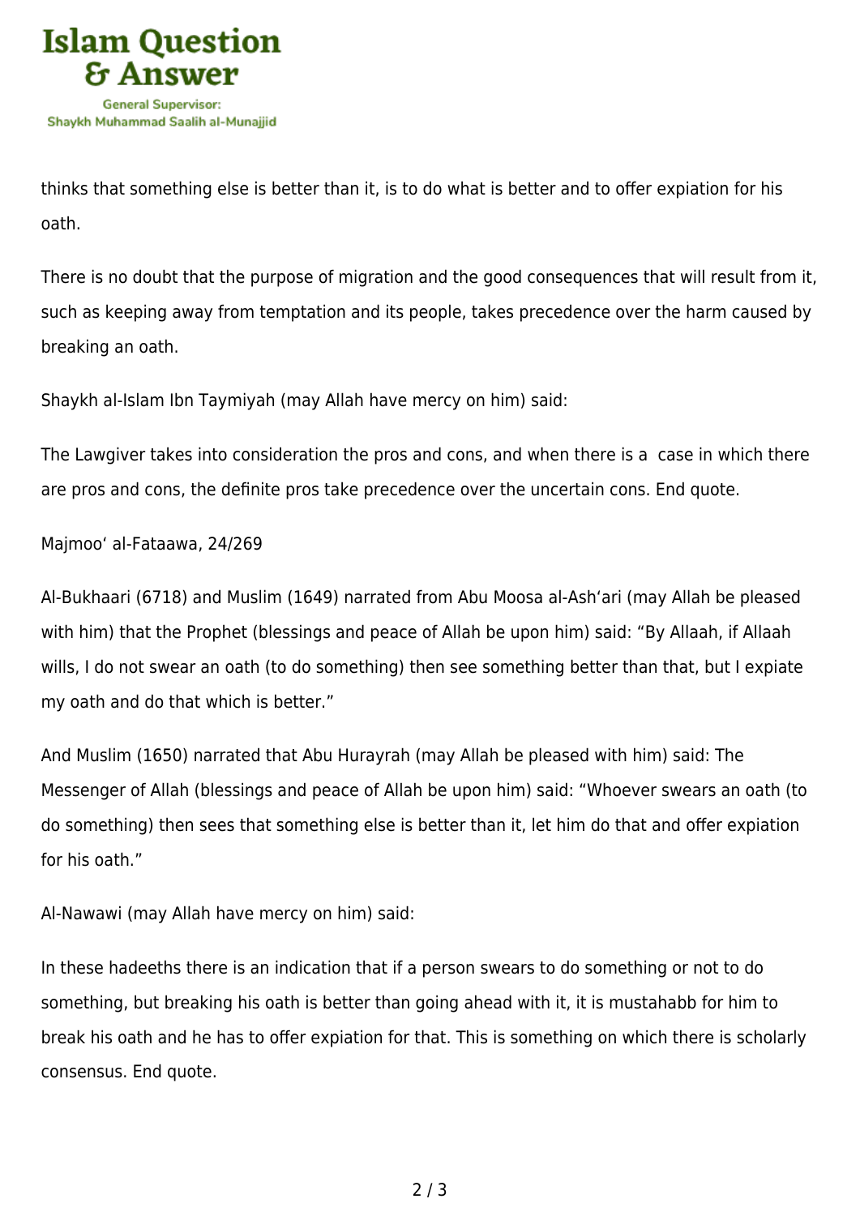thinks that something else is better than it, is to do what is better and to offer expiation for his oath.

There is no doubt that the purpose of migration and the good consequences that will result from it, such as keeping away from temptation and its people, takes precedence over the harm caused by breaking an oath.

Shaykh al-Islam Ibn Taymiyah (may Allah have mercy on him) said:

The Lawgiver takes into consideration the pros and cons, and when there is a case in which there are pros and cons, the definite pros take precedence over the uncertain cons. End quote.

Majmoo' al-Fataawa, 24/269

Al-Bukhaari (6718) and Muslim (1649) narrated from Abu Moosa al-Ash'ari (may Allah be pleased with him) that the Prophet (blessings and peace of Allah be upon him) said: "By Allaah, if Allaah wills, I do not swear an oath (to do something) then see something better than that, but I expiate my oath and do that which is better."

And Muslim (1650) narrated that Abu Hurayrah (may Allah be pleased with him) said: The Messenger of Allah (blessings and peace of Allah be upon him) said: "Whoever swears an oath (to do something) then sees that something else is better than it, let him do that and offer expiation for his oath."

Al-Nawawi (may Allah have mercy on him) said:

In these hadeeths there is an indication that if a person swears to do something or not to do something, but breaking his oath is better than going ahead with it, it is mustahabb for him to break his oath and he has to offer expiation for that. This is something on which there is scholarly consensus. End quote.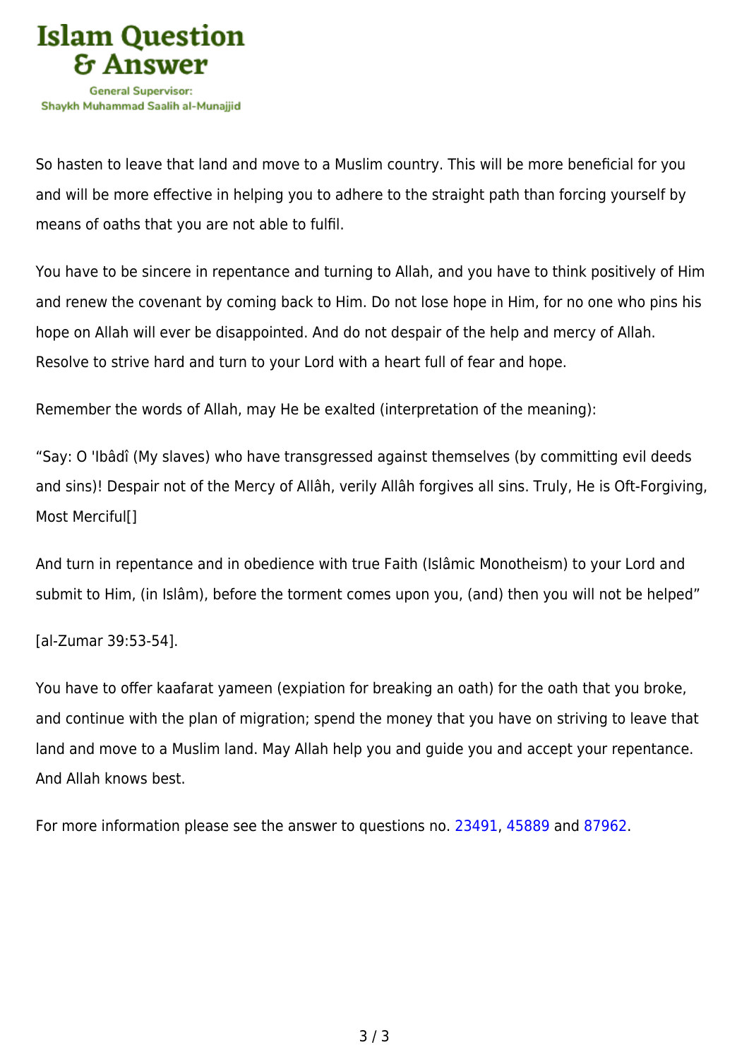So hasten to leave that land and move to a Muslim country. This will be more beneficial for you and will be more effective in helping you to adhere to the straight path than forcing yourself by means of oaths that you are not able to fulfil.

You have to be sincere in repentance and turning to Allah, and you have to think positively of Him and renew the covenant by coming back to Him. Do not lose hope in Him, for no one who pins his hope on Allah will ever be disappointed. And do not despair of the help and mercy of Allah. Resolve to strive hard and turn to your Lord with a heart full of fear and hope.

Remember the words of Allah, may He be exalted (interpretation of the meaning):

"Say: O 'Ibâdî (My slaves) who have transgressed against themselves (by committing evil deeds and sins)! Despair not of the Mercy of Allâh, verily Allâh forgives all sins. Truly, He is Oft-Forgiving, Most Merciful[]

And turn in repentance and in obedience with true Faith (Islâmic Monotheism) to your Lord and submit to Him, (in Islâm), before the torment comes upon you, (and) then you will not be helped"

[al-Zumar 39:53-54].

You have to offer kaafarat yameen (expiation for breaking an oath) for the oath that you broke, and continue with the plan of migration; spend the money that you have on striving to leave that land and move to a Muslim land. May Allah help you and guide you and accept your repentance. And Allah knows best.

For more information please see the answer to questions no. 23491, 45889 and 87962.